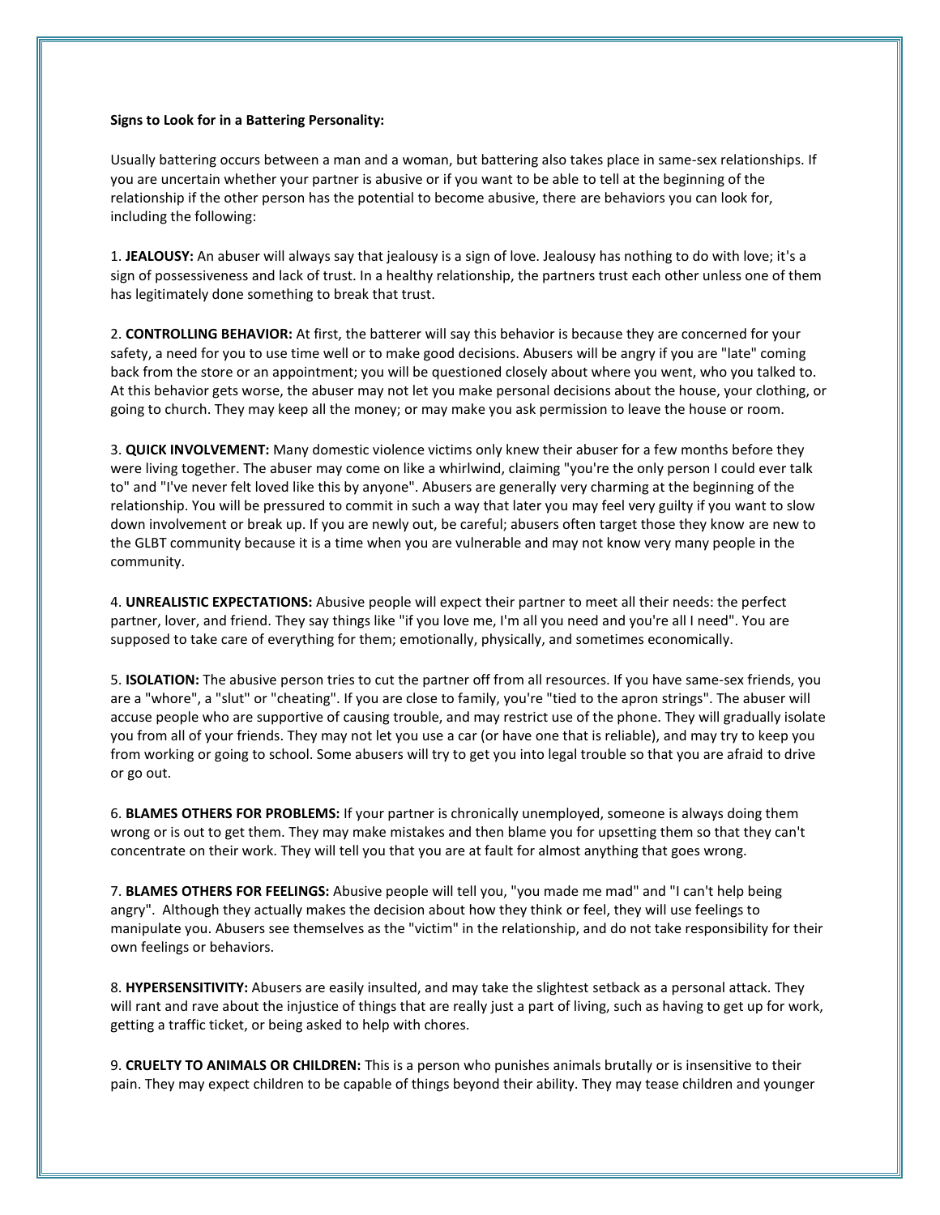**Signs to Look for in a Battering Personality:**

Usually battering occurs between a man and a woman, but battering also takes place in same-sex relationships. If you are uncertain whether your partner is abusive or if you want to be able to tell at the beginning of the relationship if the other person has the potential to become abusive, there are behaviors you can look for, including the following:

1. **JEALOUSY:** An abuser will always say that jealousy is a sign of love. Jealousy has nothing to do with love; it's a sign of possessiveness and lack of trust. In a healthy relationship, the partners trust each other unless one of them has legitimately done something to break that trust.

2. **CONTROLLING BEHAVIOR:** At first, the batterer will say this behavior is because they are concerned for your safety, a need for you to use time well or to make good decisions. Abusers will be angry if you are "late" coming back from the store or an appointment; you will be questioned closely about where you went, who you talked to. At this behavior gets worse, the abuser may not let you make personal decisions about the house, your clothing, or going to church. They may keep all the money; or may make you ask permission to leave the house or room.

3. **QUICK INVOLVEMENT:** Many domestic violence victims only knew their abuser for a few months before they were living together. The abuser may come on like a whirlwind, claiming "you're the only person I could ever talk to" and "I've never felt loved like this by anyone". Abusers are generally very charming at the beginning of the relationship. You will be pressured to commit in such a way that later you may feel very guilty if you want to slow down involvement or break up. If you are newly out, be careful; abusers often target those they know are new to the GLBT community because it is a time when you are vulnerable and may not know very many people in the community.

4. **UNREALISTIC EXPECTATIONS:** Abusive people will expect their partner to meet all their needs: the perfect partner, lover, and friend. They say things like "if you love me, I'm all you need and you're all I need". You are supposed to take care of everything for them; emotionally, physically, and sometimes economically.

5. **ISOLATION:** The abusive person tries to cut the partner off from all resources. If you have same-sex friends, you are a "whore", a "slut" or "cheating". If you are close to family, you're "tied to the apron strings". The abuser will accuse people who are supportive of causing trouble, and may restrict use of the phone. They will gradually isolate you from all of your friends. They may not let you use a car (or have one that is reliable), and may try to keep you from working or going to school. Some abusers will try to get you into legal trouble so that you are afraid to drive or go out.

6. **BLAMES OTHERS FOR PROBLEMS:** If your partner is chronically unemployed, someone is always doing them wrong or is out to get them. They may make mistakes and then blame you for upsetting them so that they can't concentrate on their work. They will tell you that you are at fault for almost anything that goes wrong.

7. **BLAMES OTHERS FOR FEELINGS:** Abusive people will tell you, "you made me mad" and "I can't help being angry". Although they actually makes the decision about how they think or feel, they will use feelings to manipulate you. Abusers see themselves as the "victim" in the relationship, and do not take responsibility for their own feelings or behaviors.

8. **HYPERSENSITIVITY:** Abusers are easily insulted, and may take the slightest setback as a personal attack. They will rant and rave about the injustice of things that are really just a part of living, such as having to get up for work, getting a traffic ticket, or being asked to help with chores.

9. **CRUELTY TO ANIMALS OR CHILDREN:** This is a person who punishes animals brutally or is insensitive to their pain. They may expect children to be capable of things beyond their ability. They may tease children and younger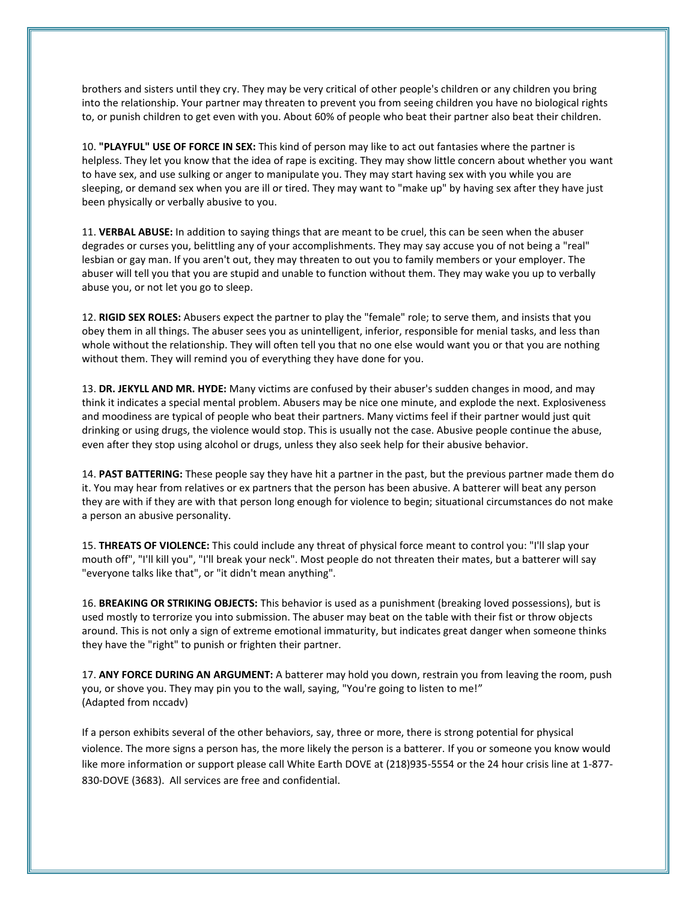brothers and sisters until they cry. They may be very critical of other people's children or any children you bring into the relationship. Your partner may threaten to prevent you from seeing children you have no biological rights to, or punish children to get even with you. About 60% of people who beat their partner also beat their children.

10. **"PLAYFUL" USE OF FORCE IN SEX:** This kind of person may like to act out fantasies where the partner is helpless. They let you know that the idea of rape is exciting. They may show little concern about whether you want to have sex, and use sulking or anger to manipulate you. They may start having sex with you while you are sleeping, or demand sex when you are ill or tired. They may want to "make up" by having sex after they have just been physically or verbally abusive to you.

11. **VERBAL ABUSE:** In addition to saying things that are meant to be cruel, this can be seen when the abuser degrades or curses you, belittling any of your accomplishments. They may say accuse you of not being a "real" lesbian or gay man. If you aren't out, they may threaten to out you to family members or your employer. The abuser will tell you that you are stupid and unable to function without them. They may wake you up to verbally abuse you, or not let you go to sleep.

12. **RIGID SEX ROLES:** Abusers expect the partner to play the "female" role; to serve them, and insists that you obey them in all things. The abuser sees you as unintelligent, inferior, responsible for menial tasks, and less than whole without the relationship. They will often tell you that no one else would want you or that you are nothing without them. They will remind you of everything they have done for you.

13. **DR. JEKYLL AND MR. HYDE:** Many victims are confused by their abuser's sudden changes in mood, and may think it indicates a special mental problem. Abusers may be nice one minute, and explode the next. Explosiveness and moodiness are typical of people who beat their partners. Many victims feel if their partner would just quit drinking or using drugs, the violence would stop. This is usually not the case. Abusive people continue the abuse, even after they stop using alcohol or drugs, unless they also seek help for their abusive behavior.

14. **PAST BATTERING:** These people say they have hit a partner in the past, but the previous partner made them do it. You may hear from relatives or ex partners that the person has been abusive. A batterer will beat any person they are with if they are with that person long enough for violence to begin; situational circumstances do not make a person an abusive personality.

15. **THREATS OF VIOLENCE:** This could include any threat of physical force meant to control you: "I'll slap your mouth off", "I'll kill you", "I'll break your neck". Most people do not threaten their mates, but a batterer will say "everyone talks like that", or "it didn't mean anything".

16. **BREAKING OR STRIKING OBJECTS:** This behavior is used as a punishment (breaking loved possessions), but is used mostly to terrorize you into submission. The abuser may beat on the table with their fist or throw objects around. This is not only a sign of extreme emotional immaturity, but indicates great danger when someone thinks they have the "right" to punish or frighten their partner.

17. **ANY FORCE DURING AN ARGUMENT:** A batterer may hold you down, restrain you from leaving the room, push you, or shove you. They may pin you to the wall, saying, "You're going to listen to me!"
(Adapted from nccadv)

If a person exhibits several of the other behaviors, say, three or more, there is strong potential for physical violence. The more signs a person has, the more likely the person is a batterer. If you or someone you know would like more information or support please call White Earth DOVE at (218)935-5554 or the 24 hour crisis line at 1-877-830-DOVE (3683). All services are free and confidential.